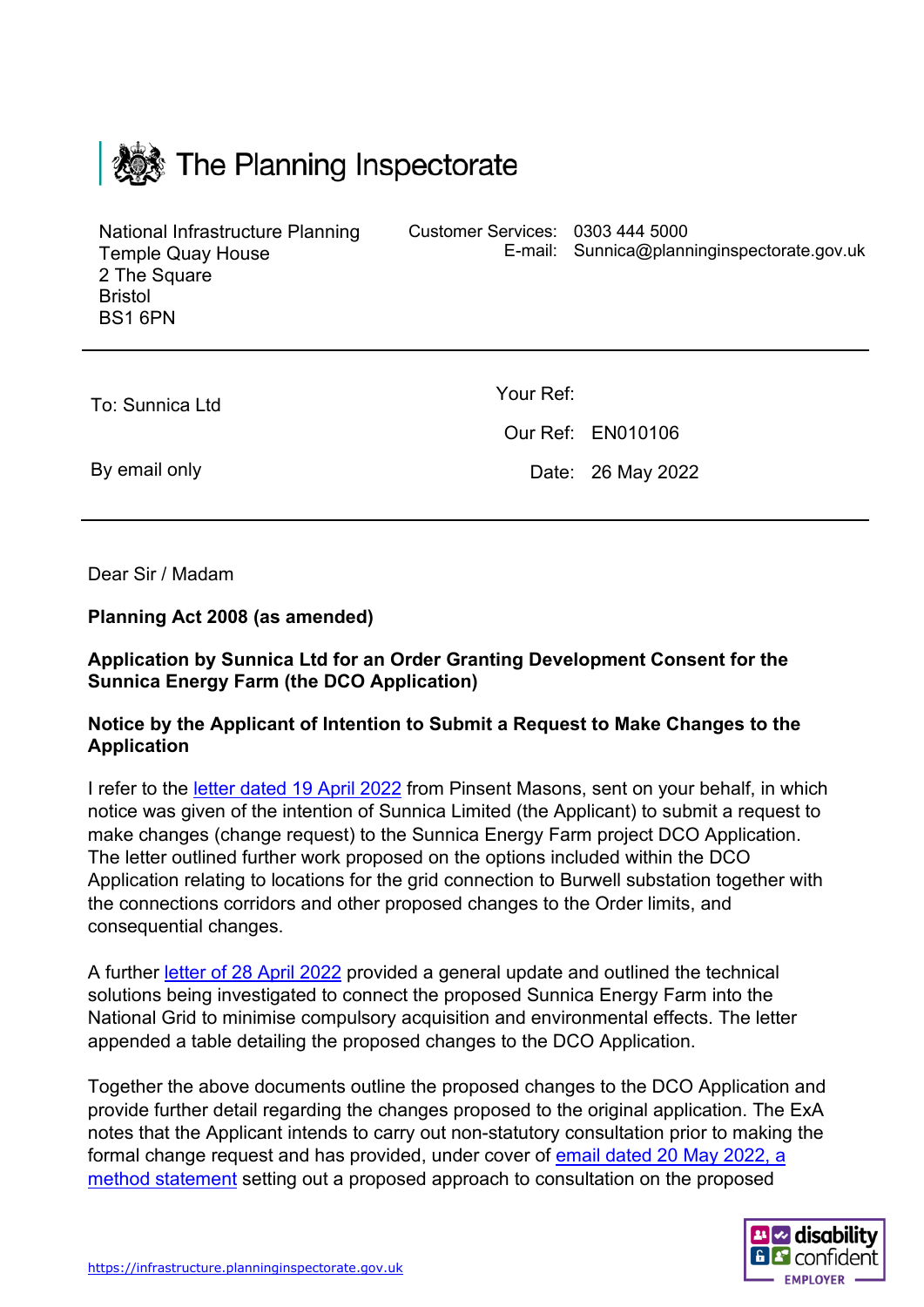# The Planning Inspectorate

National Infrastructure Planning
Temple Quay House
2 The Square
Bristol
BS1 6PN

Customer Services: 0303 444 5000
E-mail: Sunnica@planninginspectorate.gov.uk

---

To: Sunnica Ltd

By email only

Your Ref:

Our Ref: EN010106

Date: 26 May 2022

---

Dear Sir / Madam

**Planning Act 2008 (as amended)**

**Application by Sunnica Ltd for an Order Granting Development Consent for the Sunnica Energy Farm (the DCO Application)**

**Notice by the Applicant of Intention to Submit a Request to Make Changes to the Application**

I refer to the letter dated 19 April 2022 from Pinsent Masons, sent on your behalf, in which notice was given of the intention of Sunnica Limited (the Applicant) to submit a request to make changes (change request) to the Sunnica Energy Farm project DCO Application. The letter outlined further work proposed on the options included within the DCO Application relating to locations for the grid connection to Burwell substation together with the connections corridors and other proposed changes to the Order limits, and consequential changes.

A further letter of 28 April 2022 provided a general update and outlined the technical solutions being investigated to connect the proposed Sunnica Energy Farm into the National Grid to minimise compulsory acquisition and environmental effects. The letter appended a table detailing the proposed changes to the DCO Application.

Together the above documents outline the proposed changes to the DCO Application and provide further detail regarding the changes proposed to the original application. The ExA notes that the Applicant intends to carry out non-statutory consultation prior to making the formal change request and has provided, under cover of email dated 20 May 2022, a method statement setting out a proposed approach to consultation on the proposed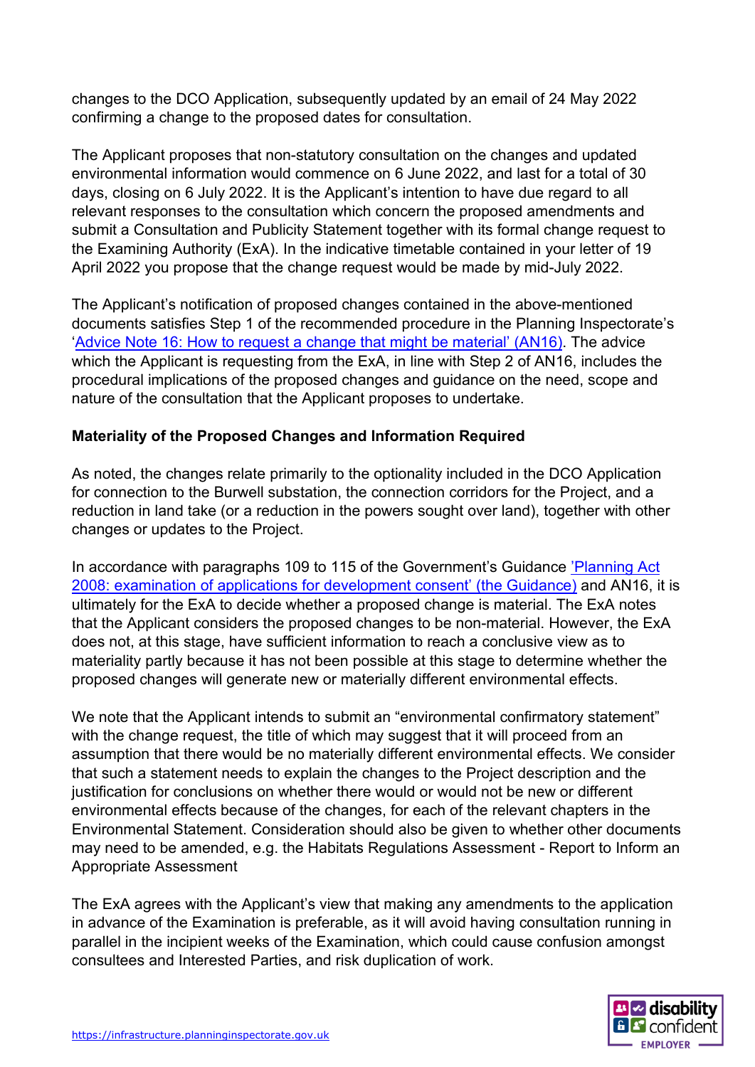changes to the DCO Application, subsequently updated by an email of 24 May 2022 confirming a change to the proposed dates for consultation.

The Applicant proposes that non-statutory consultation on the changes and updated environmental information would commence on 6 June 2022, and last for a total of 30 days, closing on 6 July 2022. It is the Applicant's intention to have due regard to all relevant responses to the consultation which concern the proposed amendments and submit a Consultation and Publicity Statement together with its formal change request to the Examining Authority (ExA). In the indicative timetable contained in your letter of 19 April 2022 you propose that the change request would be made by mid-July 2022.

The Applicant's notification of proposed changes contained in the above-mentioned documents satisfies Step 1 of the recommended procedure in the Planning Inspectorate's '[Advice Note 16: How to request a change that might be material' (AN16)](). The advice which the Applicant is requesting from the ExA, in line with Step 2 of AN16, includes the procedural implications of the proposed changes and guidance on the need, scope and nature of the consultation that the Applicant proposes to undertake.

**Materiality of the Proposed Changes and Information Required**

As noted, the changes relate primarily to the optionality included in the DCO Application for connection to the Burwell substation, the connection corridors for the Project, and a reduction in land take (or a reduction in the powers sought over land), together with other changes or updates to the Project.

In accordance with paragraphs 109 to 115 of the Government's Guidance ['Planning Act 2008: examination of applications for development consent' (the Guidance)]() and AN16, it is ultimately for the ExA to decide whether a proposed change is material. The ExA notes that the Applicant considers the proposed changes to be non-material. However, the ExA does not, at this stage, have sufficient information to reach a conclusive view as to materiality partly because it has not been possible at this stage to determine whether the proposed changes will generate new or materially different environmental effects.

We note that the Applicant intends to submit an "environmental confirmatory statement" with the change request, the title of which may suggest that it will proceed from an assumption that there would be no materially different environmental effects. We consider that such a statement needs to explain the changes to the Project description and the justification for conclusions on whether there would or would not be new or different environmental effects because of the changes, for each of the relevant chapters in the Environmental Statement. Consideration should also be given to whether other documents may need to be amended, e.g. the Habitats Regulations Assessment - Report to Inform an Appropriate Assessment

The ExA agrees with the Applicant's view that making any amendments to the application in advance of the Examination is preferable, as it will avoid having consultation running in parallel in the incipient weeks of the Examination, which could cause confusion amongst consultees and Interested Parties, and risk duplication of work.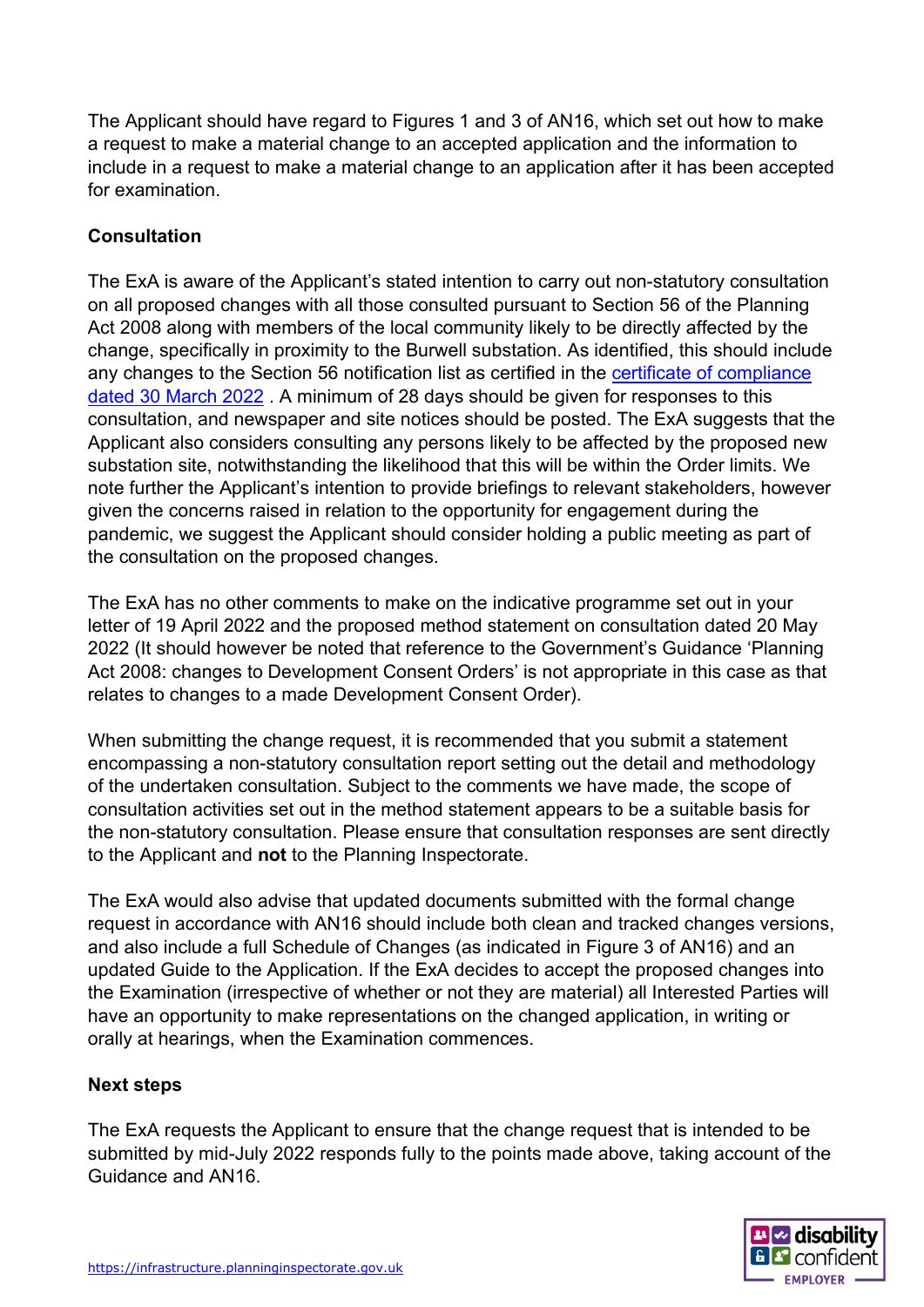The Applicant should have regard to Figures 1 and 3 of AN16, which set out how to make a request to make a material change to an accepted application and the information to include in a request to make a material change to an application after it has been accepted for examination.

**Consultation**

The ExA is aware of the Applicant's stated intention to carry out non-statutory consultation on all proposed changes with all those consulted pursuant to Section 56 of the Planning Act 2008 along with members of the local community likely to be directly affected by the change, specifically in proximity to the Burwell substation. As identified, this should include any changes to the Section 56 notification list as certified in the certificate of compliance dated 30 March 2022 . A minimum of 28 days should be given for responses to this consultation, and newspaper and site notices should be posted. The ExA suggests that the Applicant also considers consulting any persons likely to be affected by the proposed new substation site, notwithstanding the likelihood that this will be within the Order limits. We note further the Applicant's intention to provide briefings to relevant stakeholders, however given the concerns raised in relation to the opportunity for engagement during the pandemic, we suggest the Applicant should consider holding a public meeting as part of the consultation on the proposed changes.

The ExA has no other comments to make on the indicative programme set out in your letter of 19 April 2022 and the proposed method statement on consultation dated 20 May 2022 (It should however be noted that reference to the Government's Guidance 'Planning Act 2008: changes to Development Consent Orders' is not appropriate in this case as that relates to changes to a made Development Consent Order).

When submitting the change request, it is recommended that you submit a statement encompassing a non-statutory consultation report setting out the detail and methodology of the undertaken consultation. Subject to the comments we have made, the scope of consultation activities set out in the method statement appears to be a suitable basis for the non-statutory consultation. Please ensure that consultation responses are sent directly to the Applicant and **not** to the Planning Inspectorate.

The ExA would also advise that updated documents submitted with the formal change request in accordance with AN16 should include both clean and tracked changes versions, and also include a full Schedule of Changes (as indicated in Figure 3 of AN16) and an updated Guide to the Application. If the ExA decides to accept the proposed changes into the Examination (irrespective of whether or not they are material) all Interested Parties will have an opportunity to make representations on the changed application, in writing or orally at hearings, when the Examination commences.

**Next steps**

The ExA requests the Applicant to ensure that the change request that is intended to be submitted by mid-July 2022 responds fully to the points made above, taking account of the Guidance and AN16.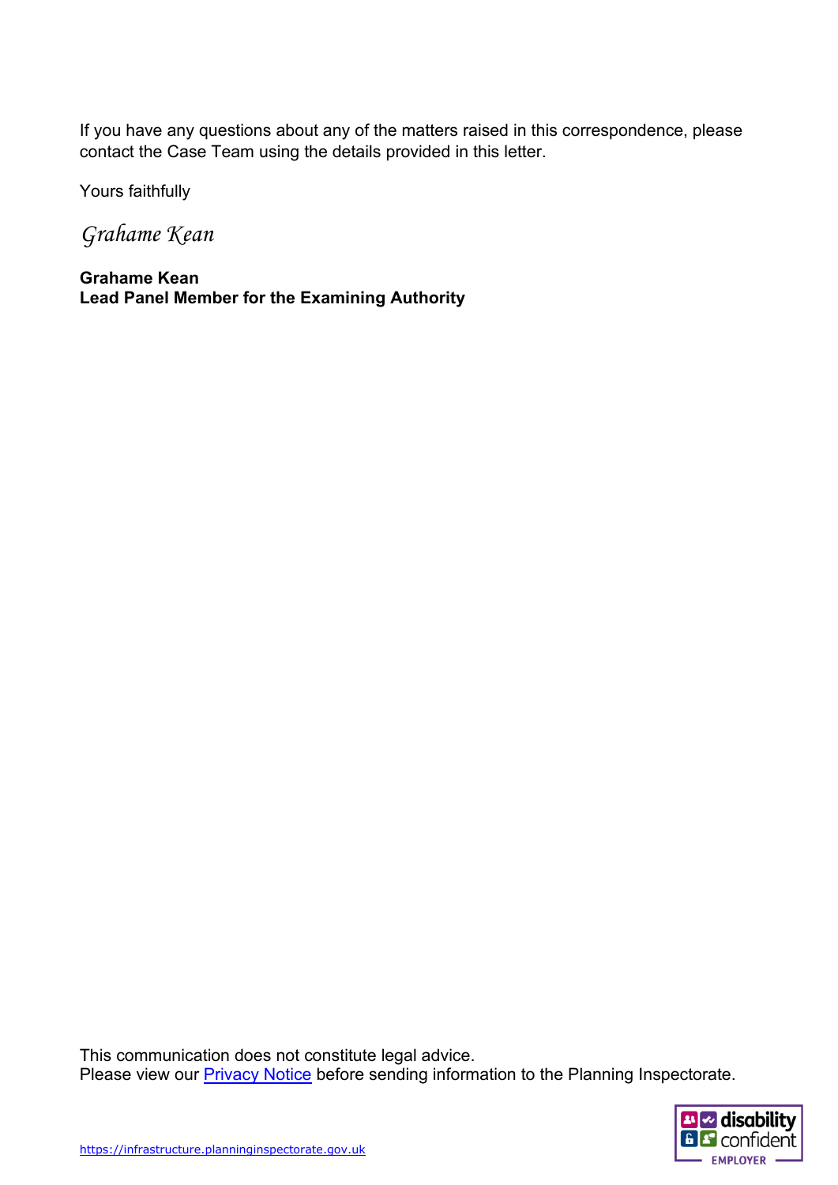If you have any questions about any of the matters raised in this correspondence, please contact the Case Team using the details provided in this letter.

Yours faithfully

*Grahame Kean*

**Grahame Kean**
**Lead Panel Member for the Examining Authority**

This communication does not constitute legal advice.
Please view our [Privacy Notice](https://infrastructure.planninginspectorate.gov.uk) before sending information to the Planning Inspectorate.

https://infrastructure.planninginspectorate.gov.uk